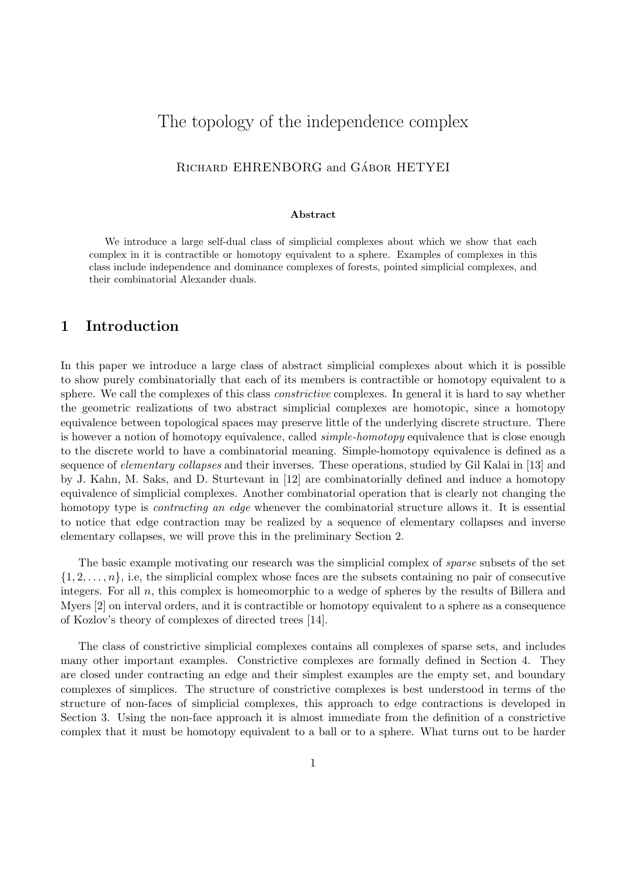# The topology of the independence complex

Richard EHRENBORG and Gábor HETYEI

**Abstract**

We introduce a large self-dual class of simplicial complexes about which we show that each complex in it is contractible or homotopy equivalent to a sphere. Examples of complexes in this class include independence and dominance complexes of forests, pointed simplicial complexes, and their combinatorial Alexander duals.

## 1 Introduction

In this paper we introduce a large class of abstract simplicial complexes about which it is possible to show purely combinatorially that each of its members is contractible or homotopy equivalent to a sphere. We call the complexes of this class *constrictive* complexes. In general it is hard to say whether the geometric realizations of two abstract simplicial complexes are homotopic, since a homotopy equivalence between topological spaces may preserve little of the underlying discrete structure. There is however a notion of homotopy equivalence, called *simple-homotopy* equivalence that is close enough to the discrete world to have a combinatorial meaning. Simple-homotopy equivalence is defined as a sequence of *elementary collapses* and their inverses. These operations, studied by Gil Kalai in [13] and by J. Kahn, M. Saks, and D. Sturtevant in [12] are combinatorially defined and induce a homotopy equivalence of simplicial complexes. Another combinatorial operation that is clearly not changing the homotopy type is *contracting an edge* whenever the combinatorial structure allows it. It is essential to notice that edge contraction may be realized by a sequence of elementary collapses and inverse elementary collapses, we will prove this in the preliminary Section 2.

The basic example motivating our research was the simplicial complex of *sparse* subsets of the set $\{1, 2, \ldots, n\}$, i.e, the simplicial complex whose faces are the subsets containing no pair of consecutive integers. For all $n$, this complex is homeomorphic to a wedge of spheres by the results of Billera and Myers [2] on interval orders, and it is contractible or homotopy equivalent to a sphere as a consequence of Kozlov's theory of complexes of directed trees [14].

The class of constrictive simplicial complexes contains all complexes of sparse sets, and includes many other important examples. Constrictive complexes are formally defined in Section 4. They are closed under contracting an edge and their simplest examples are the empty set, and boundary complexes of simplices. The structure of constrictive complexes is best understood in terms of the structure of non-faces of simplicial complexes, this approach to edge contractions is developed in Section 3. Using the non-face approach it is almost immediate from the definition of a constrictive complex that it must be homotopy equivalent to a ball or to a sphere. What turns out to be harder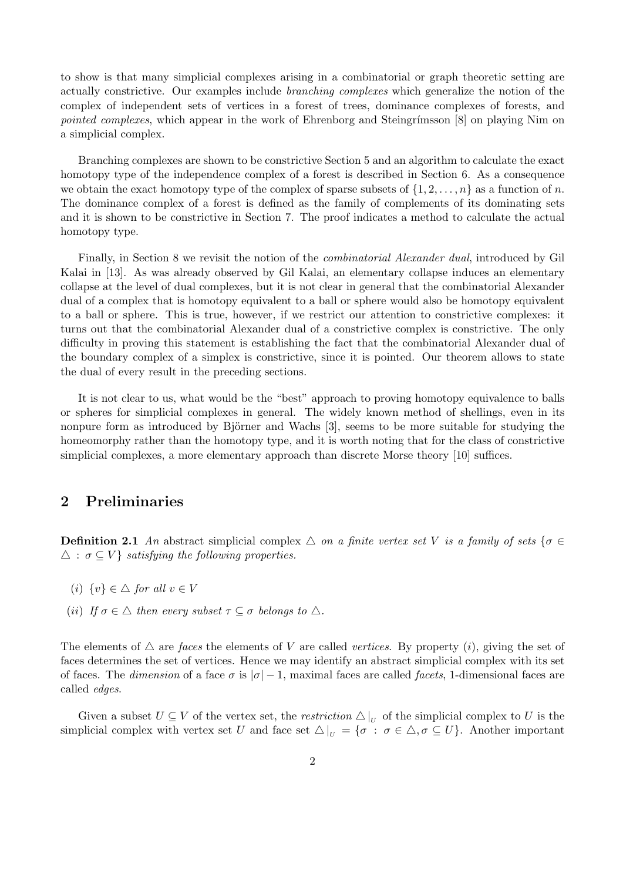to show is that many simplicial complexes arising in a combinatorial or graph theoretic setting are actually constrictive. Our examples include *branching complexes* which generalize the notion of the complex of independent sets of vertices in a forest of trees, dominance complexes of forests, and *pointed complexes*, which appear in the work of Ehrenborg and Steingrímsson [8] on playing Nim on a simplicial complex.

Branching complexes are shown to be constrictive Section 5 and an algorithm to calculate the exact homotopy type of the independence complex of a forest is described in Section 6. As a consequence we obtain the exact homotopy type of the complex of sparse subsets of $\{1, 2, \ldots, n\}$ as a function of $n$. The dominance complex of a forest is defined as the family of complements of its dominating sets and it is shown to be constrictive in Section 7. The proof indicates a method to calculate the actual homotopy type.

Finally, in Section 8 we revisit the notion of the *combinatorial Alexander dual*, introduced by Gil Kalai in [13]. As was already observed by Gil Kalai, an elementary collapse induces an elementary collapse at the level of dual complexes, but it is not clear in general that the combinatorial Alexander dual of a complex that is homotopy equivalent to a ball or sphere would also be homotopy equivalent to a ball or sphere. This is true, however, if we restrict our attention to constrictive complexes: it turns out that the combinatorial Alexander dual of a constrictive complex is constrictive. The only difficulty in proving this statement is establishing the fact that the combinatorial Alexander dual of the boundary complex of a simplex is constrictive, since it is pointed. Our theorem allows to state the dual of every result in the preceding sections.

It is not clear to us, what would be the "best" approach to proving homotopy equivalence to balls or spheres for simplicial complexes in general. The widely known method of shellings, even in its nonpure form as introduced by Björner and Wachs [3], seems to be more suitable for studying the homeomorphy rather than the homotopy type, and it is worth noting that for the class of constrictive simplicial complexes, a more elementary approach than discrete Morse theory [10] suffices.

## 2 Preliminaries

**Definition 2.1** *An* abstract simplicial complex $\triangle$ *on a finite vertex set* $V$ *is a family of sets* $\{\sigma \in \triangle : \sigma \subseteq V\}$ *satisfying the following properties.*

- (*i*) $\{v\} \in \triangle$ *for all* $v \in V$
- (*ii*) *If* $\sigma \in \triangle$ *then every subset* $\tau \subseteq \sigma$ *belongs to* $\triangle$*.*

The elements of $\triangle$ are *faces* the elements of $V$ are called *vertices*. By property $(i)$, giving the set of faces determines the set of vertices. Hence we may identify an abstract simplicial complex with its set of faces. The *dimension* of a face $\sigma$ is $|\sigma| - 1$, maximal faces are called *facets*, 1-dimensional faces are called *edges*.

Given a subset $U \subseteq V$ of the vertex set, the *restriction* $\triangle|_U$ of the simplicial complex to $U$ is the simplicial complex with vertex set $U$ and face set $\triangle|_U = \{\sigma : \sigma \in \triangle, \sigma \subseteq U\}$. Another important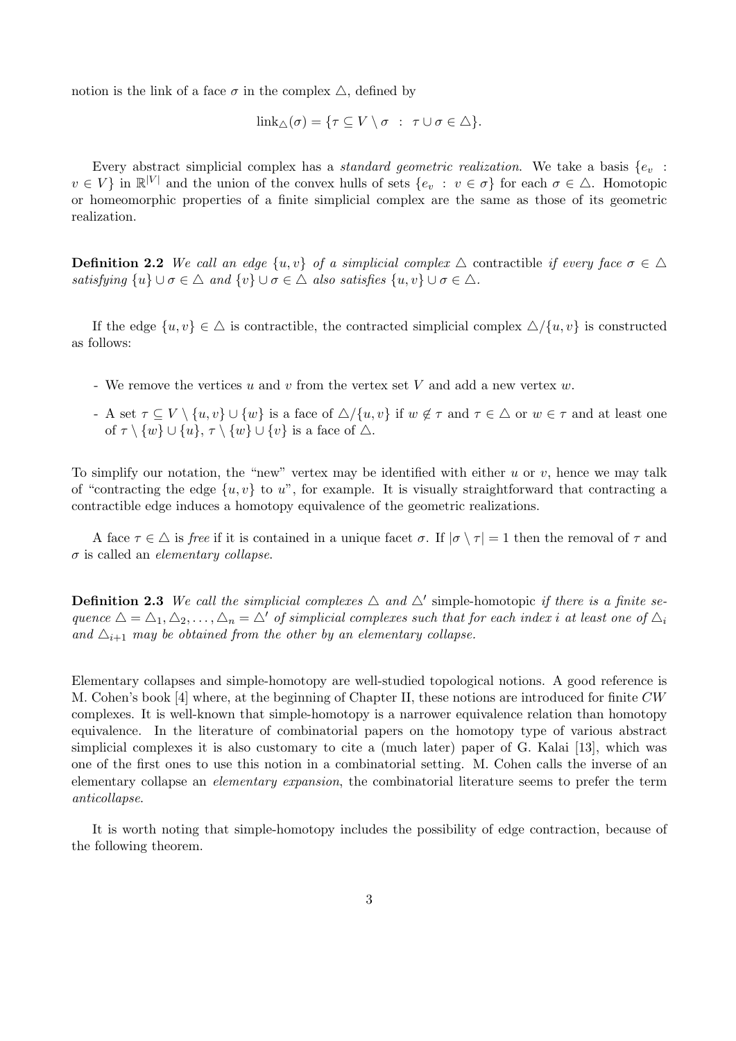notion is the link of a face $\sigma$ in the complex $\triangle$, defined by

$$\text{link}_\triangle(\sigma) = \{\tau \subseteq V \setminus \sigma \ : \ \tau \cup \sigma \in \triangle\}.$$

Every abstract simplicial complex has a *standard geometric realization*. We take a basis $\{e_v : v \in V\}$ in $\mathbb{R}^{|V|}$ and the union of the convex hulls of sets $\{e_v : v \in \sigma\}$ for each $\sigma \in \triangle$. Homotopic or homeomorphic properties of a finite simplicial complex are the same as those of its geometric realization.

**Definition 2.2** *We call an edge $\{u, v\}$ of a simplicial complex $\triangle$* contractible *if every face $\sigma \in \triangle$ satisfying $\{u\} \cup \sigma \in \triangle$ and $\{v\} \cup \sigma \in \triangle$ also satisfies $\{u, v\} \cup \sigma \in \triangle$.*

If the edge $\{u, v\} \in \triangle$ is contractible, the contracted simplicial complex $\triangle/\{u, v\}$ is constructed as follows:

- We remove the vertices $u$ and $v$ from the vertex set $V$ and add a new vertex $w$.
- A set $\tau \subseteq V \setminus \{u, v\} \cup \{w\}$ is a face of $\triangle/\{u, v\}$ if $w \notin \tau$ and $\tau \in \triangle$ or $w \in \tau$ and at least one of $\tau \setminus \{w\} \cup \{u\}$, $\tau \setminus \{w\} \cup \{v\}$ is a face of $\triangle$.

To simplify our notation, the "new" vertex may be identified with either $u$ or $v$, hence we may talk of "contracting the edge $\{u, v\}$ to $u$", for example. It is visually straightforward that contracting a contractible edge induces a homotopy equivalence of the geometric realizations.

A face $\tau \in \triangle$ is *free* if it is contained in a unique facet $\sigma$. If $|\sigma \setminus \tau| = 1$ then the removal of $\tau$ and $\sigma$ is called an *elementary collapse*.

**Definition 2.3** *We call the simplicial complexes $\triangle$ and $\triangle'$* simple-homotopic *if there is a finite sequence $\triangle = \triangle_1, \triangle_2, \ldots, \triangle_n = \triangle'$ of simplicial complexes such that for each index $i$ at least one of $\triangle_i$ and $\triangle_{i+1}$ may be obtained from the other by an elementary collapse.*

Elementary collapses and simple-homotopy are well-studied topological notions. A good reference is M. Cohen's book [4] where, at the beginning of Chapter II, these notions are introduced for finite $CW$ complexes. It is well-known that simple-homotopy is a narrower equivalence relation than homotopy equivalence. In the literature of combinatorial papers on the homotopy type of various abstract simplicial complexes it is also customary to cite a (much later) paper of G. Kalai [13], which was one of the first ones to use this notion in a combinatorial setting. M. Cohen calls the inverse of an elementary collapse an *elementary expansion*, the combinatorial literature seems to prefer the term *anticollapse*.

It is worth noting that simple-homotopy includes the possibility of edge contraction, because of the following theorem.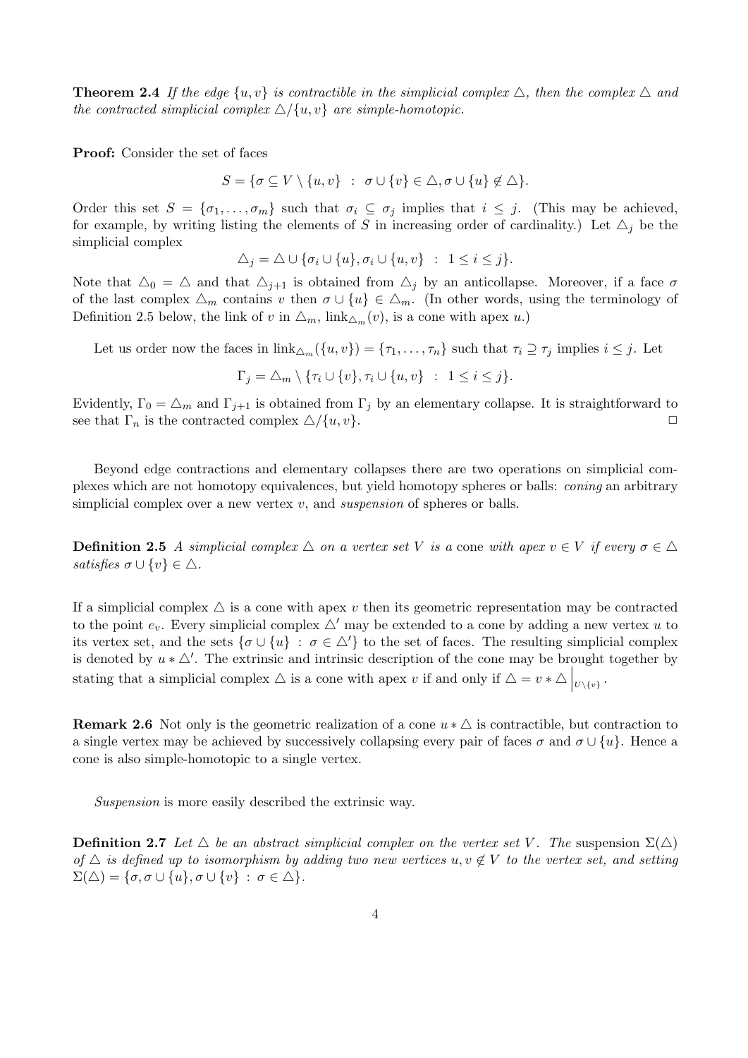**Theorem 2.4** *If the edge $\{u, v\}$ is contractible in the simplicial complex $\triangle$, then the complex $\triangle$ and the contracted simplicial complex $\triangle/\{u, v\}$ are simple-homotopic.*

**Proof:** Consider the set of faces

$$S = \{\sigma \subseteq V \setminus \{u, v\} \ : \ \sigma \cup \{v\} \in \triangle, \sigma \cup \{u\} \notin \triangle\}.$$

Order this set $S = \{\sigma_1, \ldots, \sigma_m\}$ such that $\sigma_i \subseteq \sigma_j$ implies that $i \leq j$. (This may be achieved, for example, by writing listing the elements of $S$ in increasing order of cardinality.) Let $\triangle_j$ be the simplicial complex

$$\triangle_j = \triangle \cup \{\sigma_i \cup \{u\}, \sigma_i \cup \{u, v\} \ : \ 1 \leq i \leq j\}.$$

Note that $\triangle_0 = \triangle$ and that $\triangle_{j+1}$ is obtained from $\triangle_j$ by an anticollapse. Moreover, if a face $\sigma$ of the last complex $\triangle_m$ contains $v$ then $\sigma \cup \{u\} \in \triangle_m$. (In other words, using the terminology of Definition 2.5 below, the link of $v$ in $\triangle_m$, $\operatorname{link}_{\triangle_m}(v)$, is a cone with apex $u$.)

Let us order now the faces in $\operatorname{link}_{\triangle_m}(\{u, v\}) = \{\tau_1, \ldots, \tau_n\}$ such that $\tau_i \supseteq \tau_j$ implies $i \leq j$. Let

$$\Gamma_j = \triangle_m \setminus \{\tau_i \cup \{v\}, \tau_i \cup \{u, v\} \ : \ 1 \leq i \leq j\}.$$

Evidently, $\Gamma_0 = \triangle_m$ and $\Gamma_{j+1}$ is obtained from $\Gamma_j$ by an elementary collapse. It is straightforward to see that $\Gamma_n$ is the contracted complex $\triangle/\{u, v\}$. $\square$

Beyond edge contractions and elementary collapses there are two operations on simplicial complexes which are not homotopy equivalences, but yield homotopy spheres or balls: *coning* an arbitrary simplicial complex over a new vertex $v$, and *suspension* of spheres or balls.

**Definition 2.5** *A simplicial complex $\triangle$ on a vertex set $V$ is a* cone *with apex $v \in V$ if every $\sigma \in \triangle$ satisfies $\sigma \cup \{v\} \in \triangle$.*

If a simplicial complex $\triangle$ is a cone with apex $v$ then its geometric representation may be contracted to the point $e_v$. Every simplicial complex $\triangle'$ may be extended to a cone by adding a new vertex $u$ to its vertex set, and the sets $\{\sigma \cup \{u\} \ : \ \sigma \in \triangle'\}$ to the set of faces. The resulting simplicial complex is denoted by $u * \triangle'$. The extrinsic and intrinsic description of the cone may be brought together by stating that a simplicial complex $\triangle$ is a cone with apex $v$ if and only if $\triangle = v * \triangle\big|_{U \setminus \{v\}}$.

**Remark 2.6** Not only is the geometric realization of a cone $u * \triangle$ is contractible, but contraction to a single vertex may be achieved by successively collapsing every pair of faces $\sigma$ and $\sigma \cup \{u\}$. Hence a cone is also simple-homotopic to a single vertex.

*Suspension* is more easily described the extrinsic way.

**Definition 2.7** *Let $\triangle$ be an abstract simplicial complex on the vertex set $V$. The* suspension *$\Sigma(\triangle)$ of $\triangle$ is defined up to isomorphism by adding two new vertices $u, v \notin V$ to the vertex set, and setting $\Sigma(\triangle) = \{\sigma, \sigma \cup \{u\}, \sigma \cup \{v\} \ : \ \sigma \in \triangle\}$.*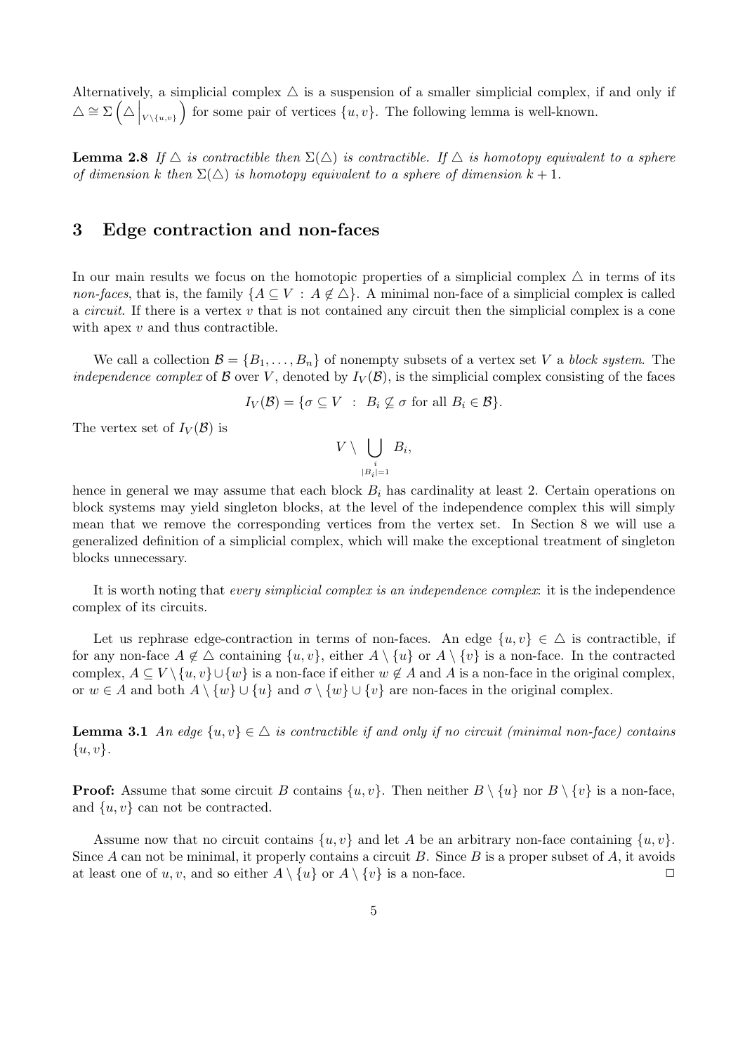Alternatively, a simplicial complex $\triangle$ is a suspension of a smaller simplicial complex, if and only if $\triangle \cong \Sigma\left(\triangle\Big|_{V\setminus\{u,v\}}\right)$ for some pair of vertices $\{u, v\}$. The following lemma is well-known.

**Lemma 2.8** *If $\triangle$ is contractible then $\Sigma(\triangle)$ is contractible. If $\triangle$ is homotopy equivalent to a sphere of dimension $k$ then $\Sigma(\triangle)$ is homotopy equivalent to a sphere of dimension $k+1$.*

## 3 Edge contraction and non-faces

In our main results we focus on the homotopic properties of a simplicial complex $\triangle$ in terms of its *non-faces*, that is, the family $\{A \subseteq V : A \notin \triangle\}$. A minimal non-face of a simplicial complex is called a *circuit*. If there is a vertex $v$ that is not contained any circuit then the simplicial complex is a cone with apex $v$ and thus contractible.

We call a collection $\mathcal{B} = \{B_1, \ldots, B_n\}$ of nonempty subsets of a vertex set $V$ a *block system*. The *independence complex* of $\mathcal{B}$ over $V$, denoted by $I_V(\mathcal{B})$, is the simplicial complex consisting of the faces

$$I_V(\mathcal{B}) = \{\sigma \subseteq V \ : \ B_i \not\subseteq \sigma \text{ for all } B_i \in \mathcal{B}\}.$$

The vertex set of $I_V(\mathcal{B})$ is

$$V \setminus \bigcup_{\substack{i \\ |B_i|=1}} B_i,$$

hence in general we may assume that each block $B_i$ has cardinality at least 2. Certain operations on block systems may yield singleton blocks, at the level of the independence complex this will simply mean that we remove the corresponding vertices from the vertex set. In Section 8 we will use a generalized definition of a simplicial complex, which will make the exceptional treatment of singleton blocks unnecessary.

It is worth noting that *every simplicial complex is an independence complex*: it is the independence complex of its circuits.

Let us rephrase edge-contraction in terms of non-faces. An edge $\{u, v\} \in \triangle$ is contractible, if for any non-face $A \notin \triangle$ containing $\{u, v\}$, either $A \setminus \{u\}$ or $A \setminus \{v\}$ is a non-face. In the contracted complex, $A \subseteq V \setminus \{u, v\} \cup \{w\}$ is a non-face if either $w \notin A$ and $A$ is a non-face in the original complex, or $w \in A$ and both $A \setminus \{w\} \cup \{u\}$ and $\sigma \setminus \{w\} \cup \{v\}$ are non-faces in the original complex.

**Lemma 3.1** *An edge $\{u, v\} \in \triangle$ is contractible if and only if no circuit (minimal non-face) contains $\{u, v\}$.*

**Proof:** Assume that some circuit $B$ contains $\{u, v\}$. Then neither $B \setminus \{u\}$ nor $B \setminus \{v\}$ is a non-face, and $\{u, v\}$ can not be contracted.

Assume now that no circuit contains $\{u, v\}$ and let $A$ be an arbitrary non-face containing $\{u, v\}$. Since $A$ can not be minimal, it properly contains a circuit $B$. Since $B$ is a proper subset of $A$, it avoids at least one of $u, v$, and so either $A \setminus \{u\}$ or $A \setminus \{v\}$ is a non-face. $\square$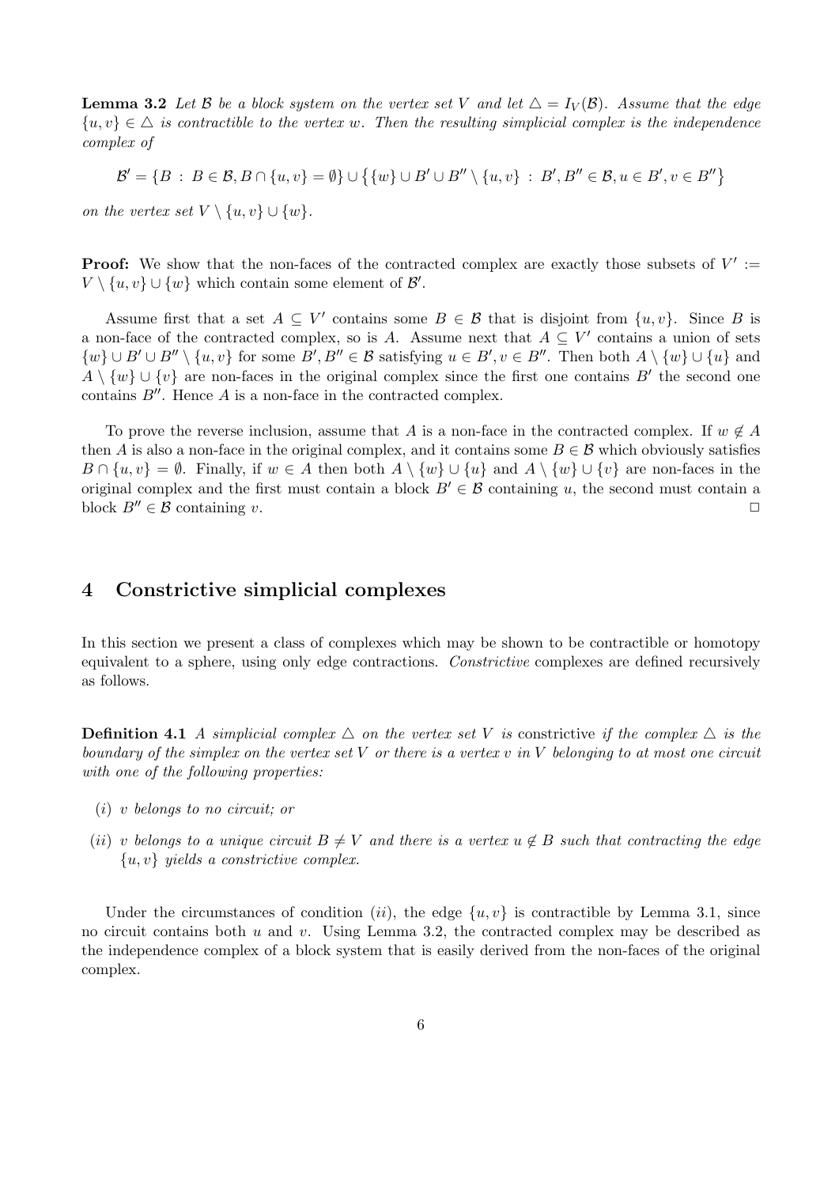**Lemma 3.2** *Let $\mathcal{B}$ be a block system on the vertex set $V$ and let $\triangle = I_V(\mathcal{B})$. Assume that the edge $\{u, v\} \in \triangle$ is contractible to the vertex $w$. Then the resulting simplicial complex is the independence complex of*

$$\mathcal{B}' = \{B \,:\, B \in \mathcal{B}, B \cap \{u, v\} = \emptyset\} \cup \big\{\{w\} \cup B' \cup B'' \setminus \{u, v\} \,:\, B', B'' \in \mathcal{B}, u \in B', v \in B''\big\}$$

*on the vertex set $V \setminus \{u, v\} \cup \{w\}$.*

**Proof:** We show that the non-faces of the contracted complex are exactly those subsets of $V' := V \setminus \{u, v\} \cup \{w\}$ which contain some element of $\mathcal{B}'$.

Assume first that a set $A \subseteq V'$ contains some $B \in \mathcal{B}$ that is disjoint from $\{u, v\}$. Since $B$ is a non-face of the contracted complex, so is $A$. Assume next that $A \subseteq V'$ contains a union of sets $\{w\} \cup B' \cup B'' \setminus \{u, v\}$ for some $B', B'' \in \mathcal{B}$ satisfying $u \in B', v \in B''$. Then both $A \setminus \{w\} \cup \{u\}$ and $A \setminus \{w\} \cup \{v\}$ are non-faces in the original complex since the first one contains $B'$ the second one contains $B''$. Hence $A$ is a non-face in the contracted complex.

To prove the reverse inclusion, assume that $A$ is a non-face in the contracted complex. If $w \notin A$ then $A$ is also a non-face in the original complex, and it contains some $B \in \mathcal{B}$ which obviously satisfies $B \cap \{u, v\} = \emptyset$. Finally, if $w \in A$ then both $A \setminus \{w\} \cup \{u\}$ and $A \setminus \{w\} \cup \{v\}$ are non-faces in the original complex and the first must contain a block $B' \in \mathcal{B}$ containing $u$, the second must contain a block $B'' \in \mathcal{B}$ containing $v$. $\square$

# 4 Constrictive simplicial complexes

In this section we present a class of complexes which may be shown to be contractible or homotopy equivalent to a sphere, using only edge contractions. *Constrictive* complexes are defined recursively as follows.

**Definition 4.1** *A simplicial complex $\triangle$ on the vertex set $V$ is* constrictive *if the complex $\triangle$ is the boundary of the simplex on the vertex set $V$ or there is a vertex $v$ in $V$ belonging to at most one circuit with one of the following properties:*

- *(i) $v$ belongs to no circuit; or*
- *(ii) $v$ belongs to a unique circuit $B \neq V$ and there is a vertex $u \notin B$ such that contracting the edge $\{u, v\}$ yields a constrictive complex.*

Under the circumstances of condition $(ii)$, the edge $\{u, v\}$ is contractible by Lemma 3.1, since no circuit contains both $u$ and $v$. Using Lemma 3.2, the contracted complex may be described as the independence complex of a block system that is easily derived from the non-faces of the original complex.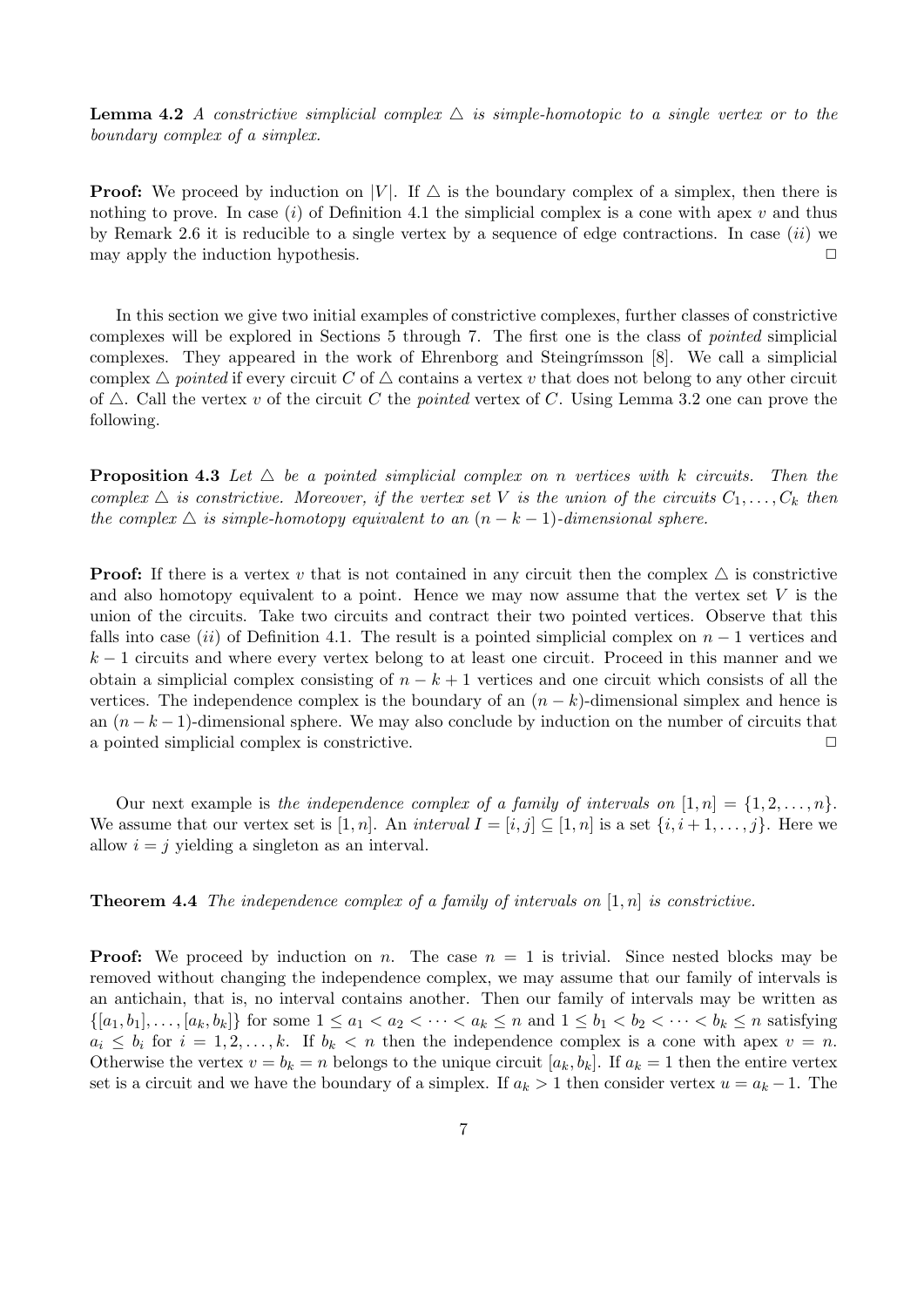**Lemma 4.2** *A constrictive simplicial complex $\triangle$ is simple-homotopic to a single vertex or to the boundary complex of a simplex.*

**Proof:** We proceed by induction on $|V|$. If $\triangle$ is the boundary complex of a simplex, then there is nothing to prove. In case $(i)$ of Definition 4.1 the simplicial complex is a cone with apex $v$ and thus by Remark 2.6 it is reducible to a single vertex by a sequence of edge contractions. In case $(ii)$ we may apply the induction hypothesis. $\square$

In this section we give two initial examples of constrictive complexes, further classes of constrictive complexes will be explored in Sections 5 through 7. The first one is the class of *pointed* simplicial complexes. They appeared in the work of Ehrenborg and Steingrímsson [8]. We call a simplicial complex $\triangle$ *pointed* if every circuit $C$ of $\triangle$ contains a vertex $v$ that does not belong to any other circuit of $\triangle$. Call the vertex $v$ of the circuit $C$ the *pointed* vertex of $C$. Using Lemma 3.2 one can prove the following.

**Proposition 4.3** *Let $\triangle$ be a pointed simplicial complex on $n$ vertices with $k$ circuits. Then the complex $\triangle$ is constrictive. Moreover, if the vertex set $V$ is the union of the circuits $C_1, \ldots, C_k$ then the complex $\triangle$ is simple-homotopy equivalent to an $(n-k-1)$-dimensional sphere.*

**Proof:** If there is a vertex $v$ that is not contained in any circuit then the complex $\triangle$ is constrictive and also homotopy equivalent to a point. Hence we may now assume that the vertex set $V$ is the union of the circuits. Take two circuits and contract their two pointed vertices. Observe that this falls into case $(ii)$ of Definition 4.1. The result is a pointed simplicial complex on $n-1$ vertices and $k-1$ circuits and where every vertex belong to at least one circuit. Proceed in this manner and we obtain a simplicial complex consisting of $n-k+1$ vertices and one circuit which consists of all the vertices. The independence complex is the boundary of an $(n-k)$-dimensional simplex and hence is an $(n-k-1)$-dimensional sphere. We may also conclude by induction on the number of circuits that a pointed simplicial complex is constrictive. $\square$

Our next example is *the independence complex of a family of intervals on* $[1, n] = \{1, 2, \ldots, n\}$. We assume that our vertex set is $[1, n]$. An *interval* $I = [i, j] \subseteq [1, n]$ is a set $\{i, i+1, \ldots, j\}$. Here we allow $i = j$ yielding a singleton as an interval.

**Theorem 4.4** *The independence complex of a family of intervals on $[1, n]$ is constrictive.*

**Proof:** We proceed by induction on $n$. The case $n = 1$ is trivial. Since nested blocks may be removed without changing the independence complex, we may assume that our family of intervals is an antichain, that is, no interval contains another. Then our family of intervals may be written as $\{[a_1, b_1], \ldots, [a_k, b_k]\}$ for some $1 \leq a_1 < a_2 < \cdots < a_k \leq n$ and $1 \leq b_1 < b_2 < \cdots < b_k \leq n$ satisfying $a_i \leq b_i$ for $i = 1, 2, \ldots, k$. If $b_k < n$ then the independence complex is a cone with apex $v = n$. Otherwise the vertex $v = b_k = n$ belongs to the unique circuit $[a_k, b_k]$. If $a_k = 1$ then the entire vertex set is a circuit and we have the boundary of a simplex. If $a_k > 1$ then consider vertex $u = a_k - 1$. The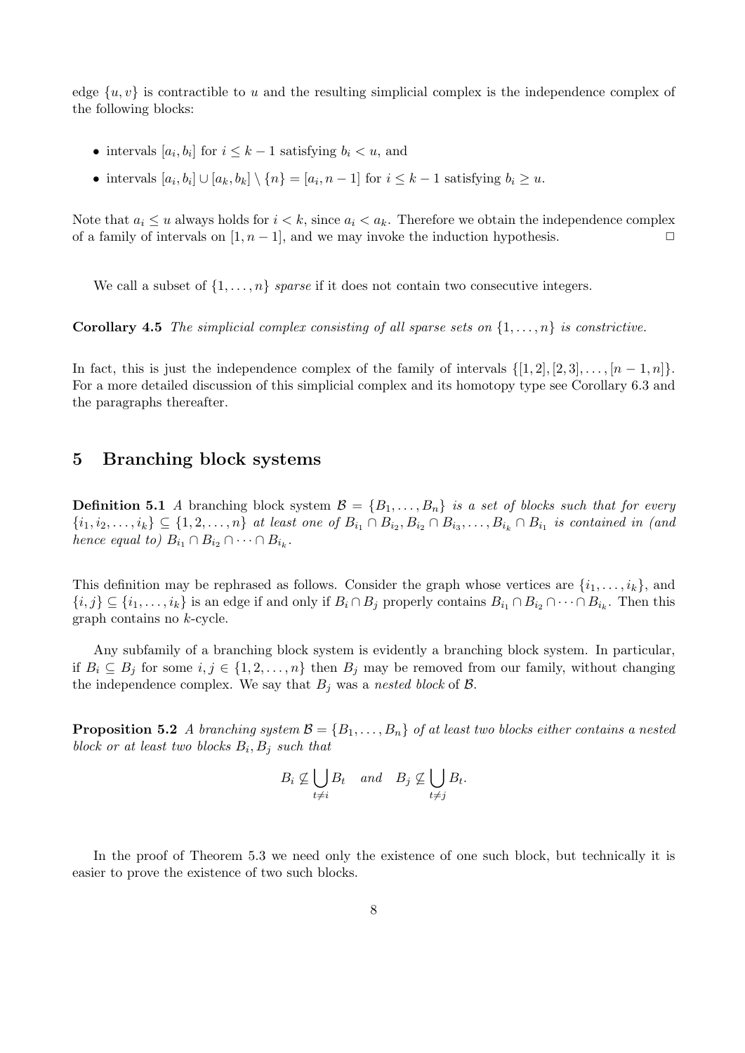edge $\{u, v\}$ is contractible to $u$ and the resulting simplicial complex is the independence complex of the following blocks:

- intervals $[a_i, b_i]$ for $i \leq k-1$ satisfying $b_i < u$, and
- intervals $[a_i, b_i] \cup [a_k, b_k] \setminus \{n\} = [a_i, n-1]$ for $i \leq k-1$ satisfying $b_i \geq u$.

Note that $a_i \leq u$ always holds for $i < k$, since $a_i < a_k$. Therefore we obtain the independence complex of a family of intervals on $[1, n-1]$, and we may invoke the induction hypothesis. $\square$

We call a subset of $\{1, \dots, n\}$ *sparse* if it does not contain two consecutive integers.

**Corollary 4.5** *The simplicial complex consisting of all sparse sets on $\{1, \dots, n\}$ is constrictive.*

In fact, this is just the independence complex of the family of intervals $\{[1, 2], [2, 3], \dots, [n-1, n]\}$. For a more detailed discussion of this simplicial complex and its homotopy type see Corollary 6.3 and the paragraphs thereafter.

## 5 Branching block systems

**Definition 5.1** *A* branching block system $\mathcal{B} = \{B_1, \dots, B_n\}$ *is a set of blocks such that for every $\{i_1, i_2, \dots, i_k\} \subseteq \{1, 2, \dots, n\}$ at least one of $B_{i_1} \cap B_{i_2}, B_{i_2} \cap B_{i_3}, \dots, B_{i_k} \cap B_{i_1}$ is contained in (and hence equal to) $B_{i_1} \cap B_{i_2} \cap \dots \cap B_{i_k}$.*

This definition may be rephrased as follows. Consider the graph whose vertices are $\{i_1, \dots, i_k\}$, and $\{i, j\} \subseteq \{i_1, \dots, i_k\}$ is an edge if and only if $B_i \cap B_j$ properly contains $B_{i_1} \cap B_{i_2} \cap \dots \cap B_{i_k}$. Then this graph contains no $k$-cycle.

Any subfamily of a branching block system is evidently a branching block system. In particular, if $B_i \subseteq B_j$ for some $i, j \in \{1, 2, \dots, n\}$ then $B_j$ may be removed from our family, without changing the independence complex. We say that $B_j$ was a *nested block* of $\mathcal{B}$.

**Proposition 5.2** *A branching system $\mathcal{B} = \{B_1, \dots, B_n\}$ of at least two blocks either contains a nested block or at least two blocks $B_i, B_j$ such that*

$$B_i \not\subseteq \bigcup_{t \neq i} B_t \quad \textit{and} \quad B_j \not\subseteq \bigcup_{t \neq j} B_t.$$

In the proof of Theorem 5.3 we need only the existence of one such block, but technically it is easier to prove the existence of two such blocks.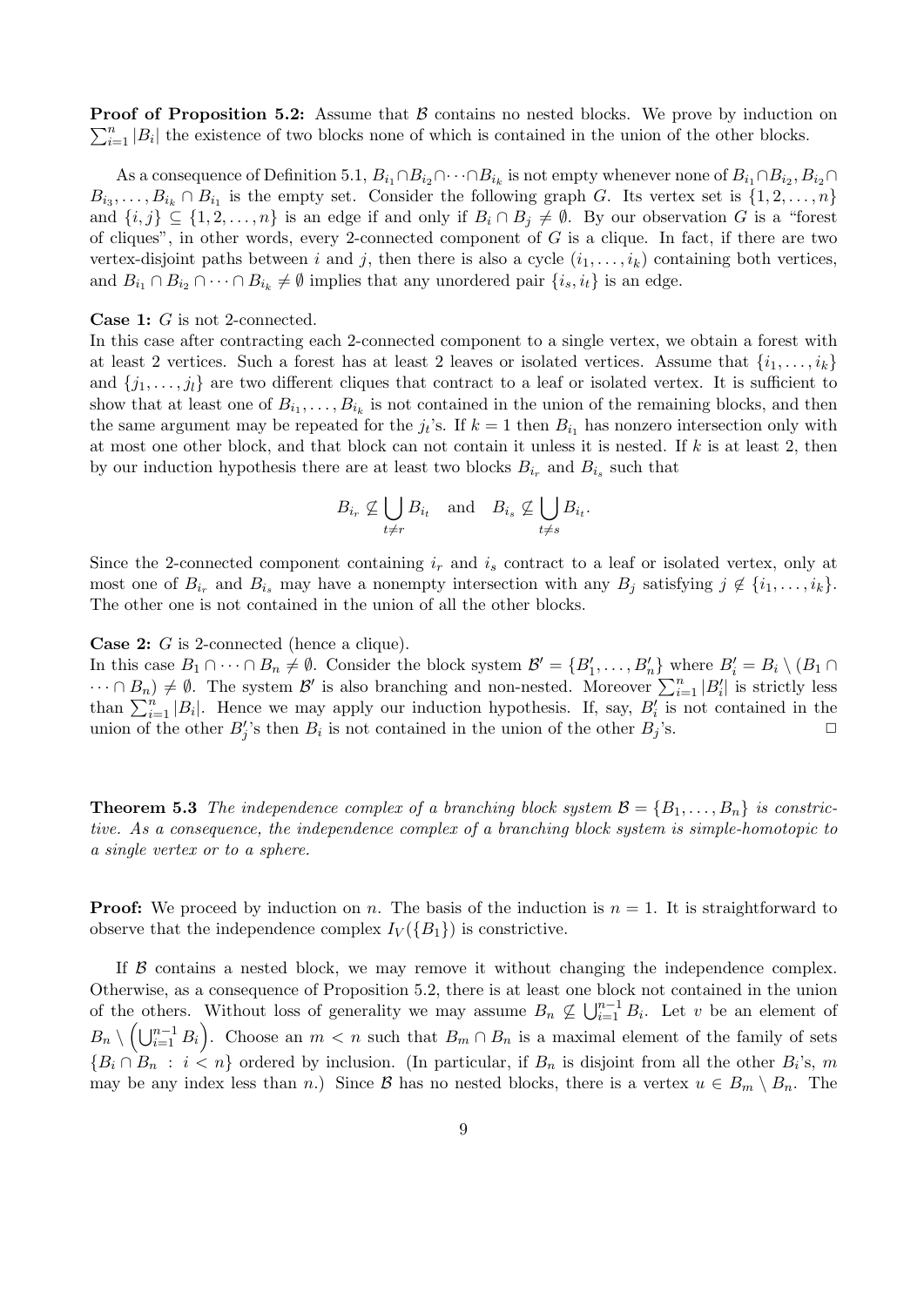**Proof of Proposition 5.2:** Assume that $\mathcal{B}$ contains no nested blocks. We prove by induction on $\sum_{i=1}^n |B_i|$ the existence of two blocks none of which is contained in the union of the other blocks.

As a consequence of Definition 5.1, $B_{i_1} \cap B_{i_2} \cap \cdots \cap B_{i_k}$ is not empty whenever none of $B_{i_1} \cap B_{i_2}, B_{i_2} \cap B_{i_3}, \ldots, B_{i_k} \cap B_{i_1}$ is the empty set. Consider the following graph $G$. Its vertex set is $\{1, 2, \ldots, n\}$ and $\{i, j\} \subseteq \{1, 2, \ldots, n\}$ is an edge if and only if $B_i \cap B_j \neq \emptyset$. By our observation $G$ is a "forest of cliques", in other words, every 2-connected component of $G$ is a clique. In fact, if there are two vertex-disjoint paths between $i$ and $j$, then there is also a cycle $(i_1, \ldots, i_k)$ containing both vertices, and $B_{i_1} \cap B_{i_2} \cap \cdots \cap B_{i_k} \neq \emptyset$ implies that any unordered pair $\{i_s, i_t\}$ is an edge.

**Case 1:** $G$ is not 2-connected.
In this case after contracting each 2-connected component to a single vertex, we obtain a forest with at least 2 vertices. Such a forest has at least 2 leaves or isolated vertices. Assume that $\{i_1, \ldots, i_k\}$ and $\{j_1, \ldots, j_l\}$ are two different cliques that contract to a leaf or isolated vertex. It is sufficient to show that at least one of $B_{i_1}, \ldots, B_{i_k}$ is not contained in the union of the remaining blocks, and then the same argument may be repeated for the $j_t$'s. If $k = 1$ then $B_{i_1}$ has nonzero intersection only with at most one other block, and that block can not contain it unless it is nested. If $k$ is at least 2, then by our induction hypothesis there are at least two blocks $B_{i_r}$ and $B_{i_s}$ such that

$$B_{i_r} \not\subseteq \bigcup_{t \neq r} B_{i_t} \quad \text{and} \quad B_{i_s} \not\subseteq \bigcup_{t \neq s} B_{i_t}.$$

Since the 2-connected component containing $i_r$ and $i_s$ contract to a leaf or isolated vertex, only at most one of $B_{i_r}$ and $B_{i_s}$ may have a nonempty intersection with any $B_j$ satisfying $j \notin \{i_1, \ldots, i_k\}$. The other one is not contained in the union of all the other blocks.

**Case 2:** $G$ is 2-connected (hence a clique).
In this case $B_1 \cap \cdots \cap B_n \neq \emptyset$. Consider the block system $\mathcal{B}' = \{B'_1, \ldots, B'_n\}$ where $B'_i = B_i \setminus (B_1 \cap \cdots \cap B_n) \neq \emptyset$. The system $\mathcal{B}'$ is also branching and non-nested. Moreover $\sum_{i=1}^n |B'_i|$ is strictly less than $\sum_{i=1}^n |B_i|$. Hence we may apply our induction hypothesis. If, say, $B'_i$ is not contained in the union of the other $B'_j$'s then $B_i$ is not contained in the union of the other $B_j$'s. □

**Theorem 5.3** *The independence complex of a branching block system $\mathcal{B} = \{B_1, \ldots, B_n\}$ is constrictive. As a consequence, the independence complex of a branching block system is simple-homotopic to a single vertex or to a sphere.*

**Proof:** We proceed by induction on $n$. The basis of the induction is $n = 1$. It is straightforward to observe that the independence complex $I_V(\{B_1\})$ is constrictive.

If $\mathcal{B}$ contains a nested block, we may remove it without changing the independence complex. Otherwise, as a consequence of Proposition 5.2, there is at least one block not contained in the union of the others. Without loss of generality we may assume $B_n \not\subseteq \bigcup_{i=1}^{n-1} B_i$. Let $v$ be an element of $B_n \setminus \left(\bigcup_{i=1}^{n-1} B_i\right)$. Choose an $m < n$ such that $B_m \cap B_n$ is a maximal element of the family of sets $\{B_i \cap B_n \ : \ i < n\}$ ordered by inclusion. (In particular, if $B_n$ is disjoint from all the other $B_i$'s, $m$ may be any index less than $n$.) Since $\mathcal{B}$ has no nested blocks, there is a vertex $u \in B_m \setminus B_n$. The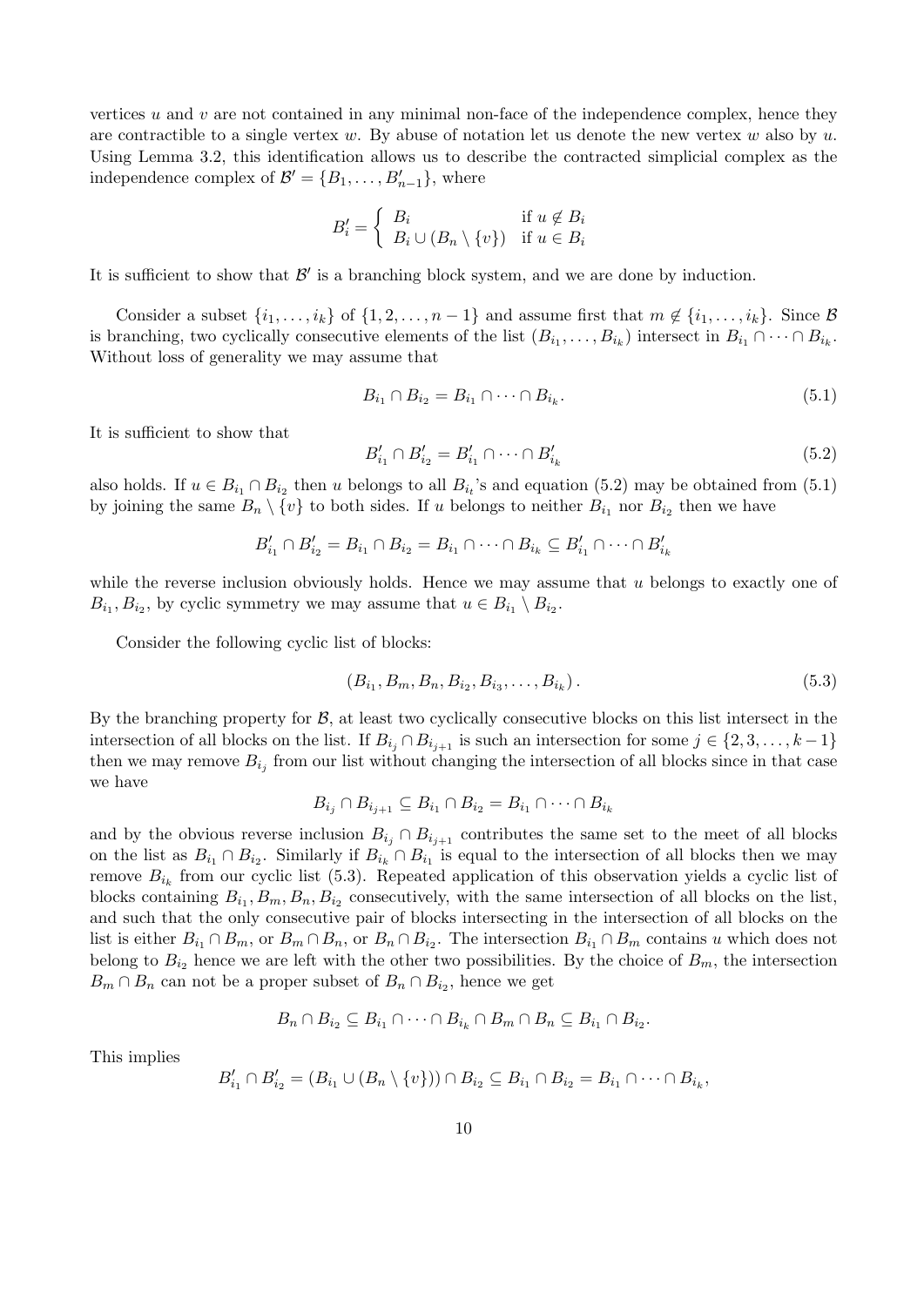vertices $u$ and $v$ are not contained in any minimal non-face of the independence complex, hence they are contractible to a single vertex $w$. By abuse of notation let us denote the new vertex $w$ also by $u$. Using Lemma 3.2, this identification allows us to describe the contracted simplicial complex as the independence complex of $\mathcal{B}' = \{B_1, \ldots, B'_{n-1}\}$, where

$$B'_i = \begin{cases} B_i & \text{if } u \notin B_i \\ B_i \cup (B_n \setminus \{v\}) & \text{if } u \in B_i \end{cases}$$

It is sufficient to show that $\mathcal{B}'$ is a branching block system, and we are done by induction.

Consider a subset $\{i_1, \ldots, i_k\}$ of $\{1, 2, \ldots, n-1\}$ and assume first that $m \notin \{i_1, \ldots, i_k\}$. Since $\mathcal{B}$ is branching, two cyclically consecutive elements of the list $(B_{i_1}, \ldots, B_{i_k})$ intersect in $B_{i_1} \cap \cdots \cap B_{i_k}$. Without loss of generality we may assume that

$$B_{i_1} \cap B_{i_2} = B_{i_1} \cap \cdots \cap B_{i_k}. \tag{5.1}$$

It is sufficient to show that

$$B'_{i_1} \cap B'_{i_2} = B'_{i_1} \cap \cdots \cap B'_{i_k} \tag{5.2}$$

also holds. If $u \in B_{i_1} \cap B_{i_2}$ then $u$ belongs to all $B_{i_t}$'s and equation (5.2) may be obtained from (5.1) by joining the same $B_n \setminus \{v\}$ to both sides. If $u$ belongs to neither $B_{i_1}$ nor $B_{i_2}$ then we have

$$B'_{i_1} \cap B'_{i_2} = B_{i_1} \cap B_{i_2} = B_{i_1} \cap \cdots \cap B_{i_k} \subseteq B'_{i_1} \cap \cdots \cap B'_{i_k}$$

while the reverse inclusion obviously holds. Hence we may assume that $u$ belongs to exactly one of $B_{i_1}, B_{i_2}$, by cyclic symmetry we may assume that $u \in B_{i_1} \setminus B_{i_2}$.

Consider the following cyclic list of blocks:

$$(B_{i_1}, B_m, B_n, B_{i_2}, B_{i_3}, \ldots, B_{i_k}). \tag{5.3}$$

By the branching property for $\mathcal{B}$, at least two cyclically consecutive blocks on this list intersect in the intersection of all blocks on the list. If $B_{i_j} \cap B_{i_{j+1}}$ is such an intersection for some $j \in \{2, 3, \ldots, k-1\}$ then we may remove $B_{i_j}$ from our list without changing the intersection of all blocks since in that case we have

$$B_{i_j} \cap B_{i_{j+1}} \subseteq B_{i_1} \cap B_{i_2} = B_{i_1} \cap \cdots \cap B_{i_k}$$

and by the obvious reverse inclusion $B_{i_j} \cap B_{i_{j+1}}$ contributes the same set to the meet of all blocks on the list as $B_{i_1} \cap B_{i_2}$. Similarly if $B_{i_k} \cap B_{i_1}$ is equal to the intersection of all blocks then we may remove $B_{i_k}$ from our cyclic list (5.3). Repeated application of this observation yields a cyclic list of blocks containing $B_{i_1}, B_m, B_n, B_{i_2}$ consecutively, with the same intersection of all blocks on the list, and such that the only consecutive pair of blocks intersecting in the intersection of all blocks on the list is either $B_{i_1} \cap B_m$, or $B_m \cap B_n$, or $B_n \cap B_{i_2}$. The intersection $B_{i_1} \cap B_m$ contains $u$ which does not belong to $B_{i_2}$ hence we are left with the other two possibilities. By the choice of $B_m$, the intersection $B_m \cap B_n$ can not be a proper subset of $B_n \cap B_{i_2}$, hence we get

$$B_n \cap B_{i_2} \subseteq B_{i_1} \cap \cdots \cap B_{i_k} \cap B_m \cap B_n \subseteq B_{i_1} \cap B_{i_2}.$$

This implies

$$B'_{i_1} \cap B'_{i_2} = (B_{i_1} \cup (B_n \setminus \{v\})) \cap B_{i_2} \subseteq B_{i_1} \cap B_{i_2} = B_{i_1} \cap \cdots \cap B_{i_k},$$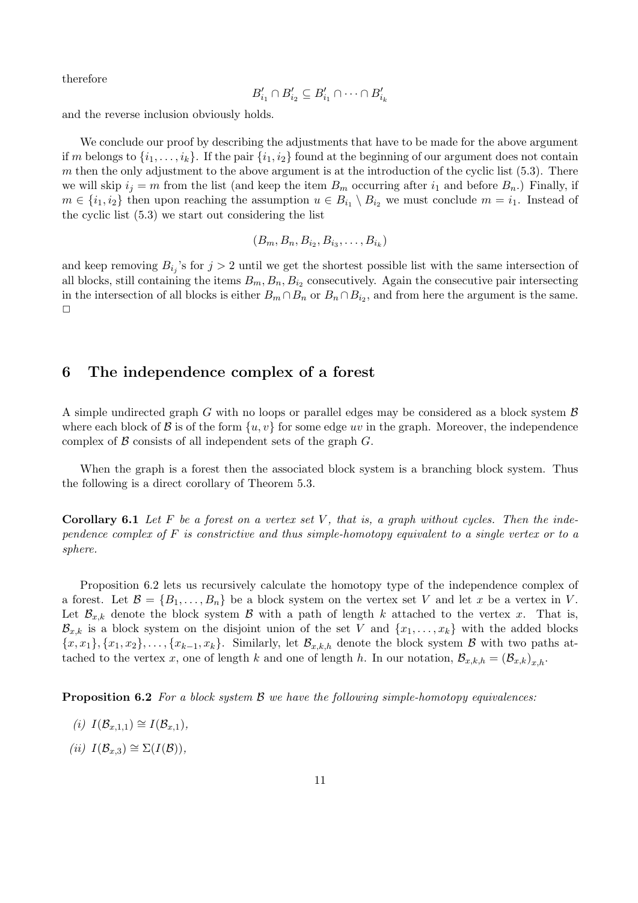therefore

$$B'_{i_1} \cap B'_{i_2} \subseteq B'_{i_1} \cap \cdots \cap B'_{i_k}$$

and the reverse inclusion obviously holds.

We conclude our proof by describing the adjustments that have to be made for the above argument if $m$ belongs to $\{i_1, \ldots, i_k\}$. If the pair $\{i_1, i_2\}$ found at the beginning of our argument does not contain $m$ then the only adjustment to the above argument is at the introduction of the cyclic list (5.3). There we will skip $i_j = m$ from the list (and keep the item $B_m$ occurring after $i_1$ and before $B_n$.) Finally, if $m \in \{i_1, i_2\}$ then upon reaching the assumption $u \in B_{i_1} \setminus B_{i_2}$ we must conclude $m = i_1$. Instead of the cyclic list (5.3) we start out considering the list

$$(B_m, B_n, B_{i_2}, B_{i_3}, \ldots, B_{i_k})$$

and keep removing $B_{i_j}$'s for $j > 2$ until we get the shortest possible list with the same intersection of all blocks, still containing the items $B_m, B_n, B_{i_2}$ consecutively. Again the consecutive pair intersecting in the intersection of all blocks is either $B_m \cap B_n$ or $B_n \cap B_{i_2}$, and from here the argument is the same. □

## 6 The independence complex of a forest

A simple undirected graph $G$ with no loops or parallel edges may be considered as a block system $\mathcal{B}$ where each block of $\mathcal{B}$ is of the form $\{u, v\}$ for some edge $uv$ in the graph. Moreover, the independence complex of $\mathcal{B}$ consists of all independent sets of the graph $G$.

When the graph is a forest then the associated block system is a branching block system. Thus the following is a direct corollary of Theorem 5.3.

**Corollary 6.1** *Let $F$ be a forest on a vertex set $V$, that is, a graph without cycles. Then the independence complex of $F$ is constrictive and thus simple-homotopy equivalent to a single vertex or to a sphere.*

Proposition 6.2 lets us recursively calculate the homotopy type of the independence complex of a forest. Let $\mathcal{B} = \{B_1, \ldots, B_n\}$ be a block system on the vertex set $V$ and let $x$ be a vertex in $V$. Let $\mathcal{B}_{x,k}$ denote the block system $\mathcal{B}$ with a path of length $k$ attached to the vertex $x$. That is, $\mathcal{B}_{x,k}$ is a block system on the disjoint union of the set $V$ and $\{x_1, \ldots, x_k\}$ with the added blocks $\{x, x_1\}, \{x_1, x_2\}, \ldots, \{x_{k-1}, x_k\}$. Similarly, let $\mathcal{B}_{x,k,h}$ denote the block system $\mathcal{B}$ with two paths attached to the vertex $x$, one of length $k$ and one of length $h$. In our notation, $\mathcal{B}_{x,k,h} = (\mathcal{B}_{x,k})_{x,h}$.

**Proposition 6.2** *For a block system $\mathcal{B}$ we have the following simple-homotopy equivalences:*

*(i)* $I(\mathcal{B}_{x,1,1}) \cong I(\mathcal{B}_{x,1})$,

*(ii)* $I(\mathcal{B}_{x,3}) \cong \Sigma(I(\mathcal{B}))$,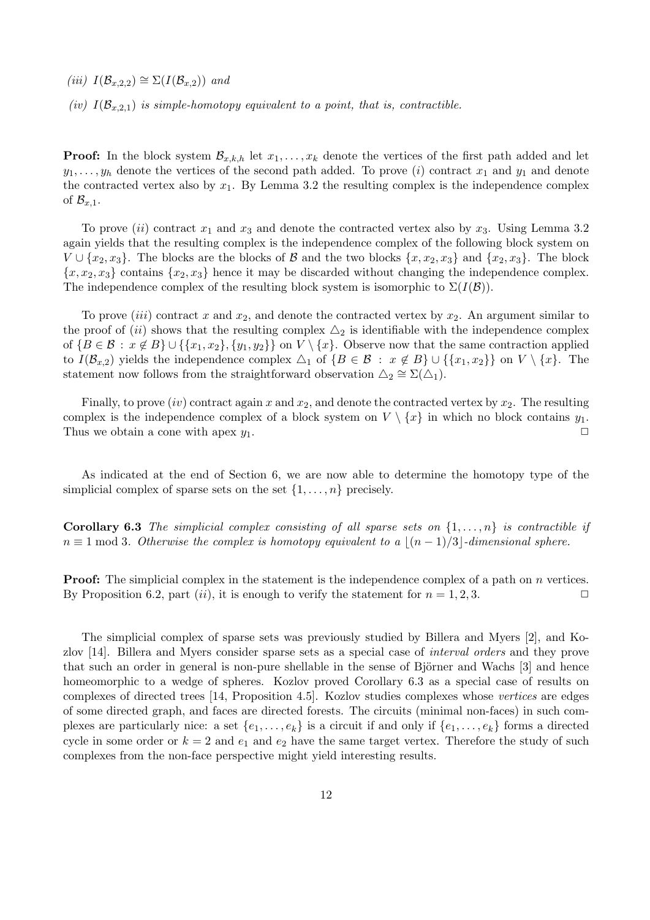*(iii)* $I(\mathcal{B}_{x,2,2}) \cong \Sigma(I(\mathcal{B}_{x,2}))$ *and*

*(iv)* $I(\mathcal{B}_{x,2,1})$ *is simple-homotopy equivalent to a point, that is, contractible.*

**Proof:** In the block system $\mathcal{B}_{x,k,h}$ let $x_1, \ldots, x_k$ denote the vertices of the first path added and let $y_1, \ldots, y_h$ denote the vertices of the second path added. To prove $(i)$ contract $x_1$ and $y_1$ and denote the contracted vertex also by $x_1$. By Lemma 3.2 the resulting complex is the independence complex of $\mathcal{B}_{x,1}$.

To prove $(ii)$ contract $x_1$ and $x_3$ and denote the contracted vertex also by $x_3$. Using Lemma 3.2 again yields that the resulting complex is the independence complex of the following block system on $V \cup \{x_2, x_3\}$. The blocks are the blocks of $\mathcal{B}$ and the two blocks $\{x, x_2, x_3\}$ and $\{x_2, x_3\}$. The block $\{x, x_2, x_3\}$ contains $\{x_2, x_3\}$ hence it may be discarded without changing the independence complex. The independence complex of the resulting block system is isomorphic to $\Sigma(I(\mathcal{B}))$.

To prove $(iii)$ contract $x$ and $x_2$, and denote the contracted vertex by $x_2$. An argument similar to the proof of $(ii)$ shows that the resulting complex $\triangle_2$ is identifiable with the independence complex of $\{B \in \mathcal{B} \,:\, x \notin B\} \cup \{\{x_1, x_2\}, \{y_1, y_2\}\}$ on $V \setminus \{x\}$. Observe now that the same contraction applied to $I(\mathcal{B}_{x,2})$ yields the independence complex $\triangle_1$ of $\{B \in \mathcal{B} \,:\, x \notin B\} \cup \{\{x_1, x_2\}\}$ on $V \setminus \{x\}$. The statement now follows from the straightforward observation $\triangle_2 \cong \Sigma(\triangle_1)$.

Finally, to prove $(iv)$ contract again $x$ and $x_2$, and denote the contracted vertex by $x_2$. The resulting complex is the independence complex of a block system on $V \setminus \{x\}$ in which no block contains $y_1$. Thus we obtain a cone with apex $y_1$. $\square$

As indicated at the end of Section 6, we are now able to determine the homotopy type of the simplicial complex of sparse sets on the set $\{1, \ldots, n\}$ precisely.

**Corollary 6.3** *The simplicial complex consisting of all sparse sets on* $\{1, \ldots, n\}$ *is contractible if* $n \equiv 1 \bmod 3$. *Otherwise the complex is homotopy equivalent to a* $\lfloor (n-1)/3 \rfloor$*-dimensional sphere.*

**Proof:** The simplicial complex in the statement is the independence complex of a path on $n$ vertices. By Proposition 6.2, part $(ii)$, it is enough to verify the statement for $n = 1, 2, 3$. $\square$

The simplicial complex of sparse sets was previously studied by Billera and Myers [2], and Kozlov [14]. Billera and Myers consider sparse sets as a special case of *interval orders* and they prove that such an order in general is non-pure shellable in the sense of Björner and Wachs [3] and hence homeomorphic to a wedge of spheres. Kozlov proved Corollary 6.3 as a special case of results on complexes of directed trees [14, Proposition 4.5]. Kozlov studies complexes whose *vertices* are edges of some directed graph, and faces are directed forests. The circuits (minimal non-faces) in such complexes are particularly nice: a set $\{e_1, \ldots, e_k\}$ is a circuit if and only if $\{e_1, \ldots, e_k\}$ forms a directed cycle in some order or $k = 2$ and $e_1$ and $e_2$ have the same target vertex. Therefore the study of such complexes from the non-face perspective might yield interesting results.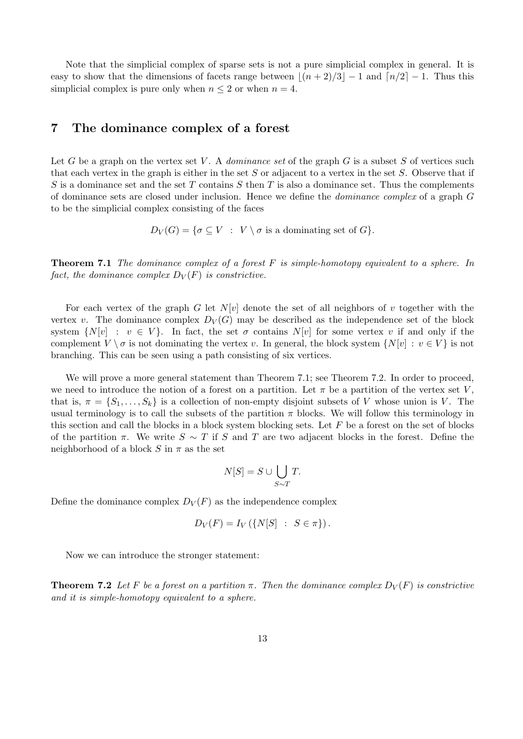Note that the simplicial complex of sparse sets is not a pure simplicial complex in general. It is easy to show that the dimensions of facets range between $\lfloor (n+2)/3 \rfloor - 1$ and $\lceil n/2 \rceil - 1$. Thus this simplicial complex is pure only when $n \leq 2$ or when $n = 4$.

## 7 The dominance complex of a forest

Let $G$ be a graph on the vertex set $V$. A *dominance set* of the graph $G$ is a subset $S$ of vertices such that each vertex in the graph is either in the set $S$ or adjacent to a vertex in the set $S$. Observe that if $S$ is a dominance set and the set $T$ contains $S$ then $T$ is also a dominance set. Thus the complements of dominance sets are closed under inclusion. Hence we define the *dominance complex* of a graph $G$ to be the simplicial complex consisting of the faces

$$D_V(G) = \{\sigma \subseteq V \ : \ V \setminus \sigma \text{ is a dominating set of } G\}.$$

**Theorem 7.1** *The dominance complex of a forest $F$ is simple-homotopy equivalent to a sphere. In fact, the dominance complex $D_V(F)$ is constrictive.*

For each vertex of the graph $G$ let $N[v]$ denote the set of all neighbors of $v$ together with the vertex $v$. The dominance complex $D_V(G)$ may be described as the independence set of the block system $\{N[v] \ : \ v \in V\}$. In fact, the set $\sigma$ contains $N[v]$ for some vertex $v$ if and only if the complement $V \setminus \sigma$ is not dominating the vertex $v$. In general, the block system $\{N[v] : v \in V\}$ is not branching. This can be seen using a path consisting of six vertices.

We will prove a more general statement than Theorem 7.1; see Theorem 7.2. In order to proceed, we need to introduce the notion of a forest on a partition. Let $\pi$ be a partition of the vertex set $V$, that is, $\pi = \{S_1, \ldots, S_k\}$ is a collection of non-empty disjoint subsets of $V$ whose union is $V$. The usual terminology is to call the subsets of the partition $\pi$ blocks. We will follow this terminology in this section and call the blocks in a block system blocking sets. Let $F$ be a forest on the set of blocks of the partition $\pi$. We write $S \sim T$ if $S$ and $T$ are two adjacent blocks in the forest. Define the neighborhood of a block $S$ in $\pi$ as the set

$$N[S] = S \cup \bigcup_{S \sim T} T.$$

Define the dominance complex $D_V(F)$ as the independence complex

$$D_V(F) = I_V\left(\{N[S] \ : \ S \in \pi\}\right).$$

Now we can introduce the stronger statement:

**Theorem 7.2** *Let $F$ be a forest on a partition $\pi$. Then the dominance complex $D_V(F)$ is constrictive and it is simple-homotopy equivalent to a sphere.*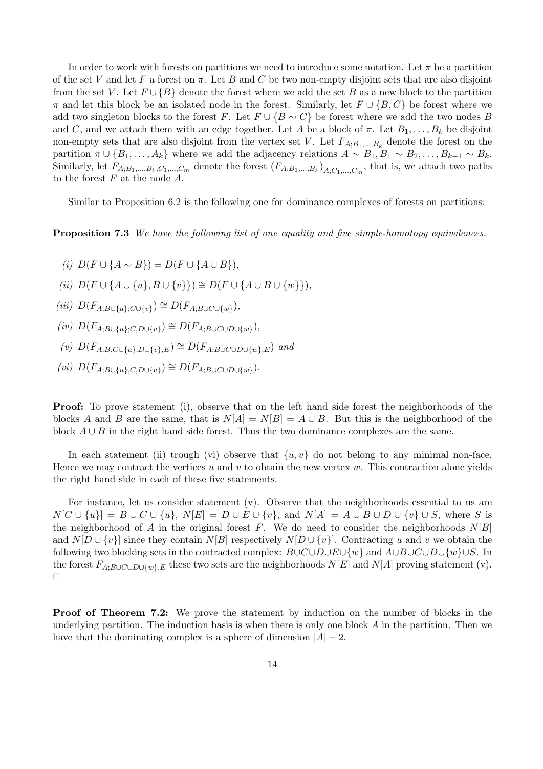In order to work with forests on partitions we need to introduce some notation. Let $\pi$ be a partition of the set $V$ and let $F$ a forest on $\pi$. Let $B$ and $C$ be two non-empty disjoint sets that are also disjoint from the set $V$. Let $F \cup \{B\}$ denote the forest where we add the set $B$ as a new block to the partition $\pi$ and let this block be an isolated node in the forest. Similarly, let $F \cup \{B, C\}$ be forest where we add two singleton blocks to the forest $F$. Let $F \cup \{B \sim C\}$ be forest where we add the two nodes $B$ and $C$, and we attach them with an edge together. Let $A$ be a block of $\pi$. Let $B_1, \ldots, B_k$ be disjoint non-empty sets that are also disjoint from the vertex set $V$. Let $F_{A;B_1,\ldots,B_k}$ denote the forest on the partition $\pi \cup \{B_1, \ldots, A_k\}$ where we add the adjacency relations $A \sim B_1, B_1 \sim B_2, \ldots, B_{k-1} \sim B_k$. Similarly, let $F_{A;B_1,\ldots,B_k;C_1,\ldots,C_m}$ denote the forest $(F_{A;B_1,\ldots,B_k})_{A;C_1,\ldots,C_m}$, that is, we attach two paths to the forest $F$ at the node $A$.

Similar to Proposition 6.2 is the following one for dominance complexes of forests on partitions:

**Proposition 7.3** *We have the following list of one equality and five simple-homotopy equivalences.*

*(i)* $D(F \cup \{A \sim B\}) = D(F \cup \{A \cup B\})$,

*(ii)* $D(F \cup \{A \cup \{u\}, B \cup \{v\}\}) \cong D(F \cup \{A \cup B \cup \{w\}\})$,

*(iii)* $D(F_{A;B\cup\{u\};C\cup\{v\}}) \cong D(F_{A;B\cup C\cup\{w\}})$,

*(iv)* $D(F_{A;B\cup\{u\};C,D\cup\{v\}}) \cong D(F_{A;B\cup C\cup D\cup\{w\}})$,

*(v)* $D(F_{A;B,C\cup\{u\};D\cup\{v\},E}) \cong D(F_{A;B\cup C\cup D\cup\{w\},E})$ *and*

*(vi)* $D(F_{A;B\cup\{u\},C,D\cup\{v\}}) \cong D(F_{A;B\cup C\cup D\cup\{w\}})$.

**Proof:** To prove statement (i), observe that on the left hand side forest the neighborhoods of the blocks $A$ and $B$ are the same, that is $N[A] = N[B] = A \cup B$. But this is the neighborhood of the block $A \cup B$ in the right hand side forest. Thus the two dominance complexes are the same.

In each statement (ii) trough (vi) observe that $\{u, v\}$ do not belong to any minimal non-face. Hence we may contract the vertices $u$ and $v$ to obtain the new vertex $w$. This contraction alone yields the right hand side in each of these five statements.

For instance, let us consider statement (v). Observe that the neighborhoods essential to us are $N[C \cup \{u\}] = B \cup C \cup \{u\}$, $N[E] = D \cup E \cup \{v\}$, and $N[A] = A \cup B \cup D \cup \{v\} \cup S$, where $S$ is the neighborhood of $A$ in the original forest $F$. We do need to consider the neighborhoods $N[B]$ and $N[D \cup \{v\}]$ since they contain $N[B]$ respectively $N[D \cup \{v\}]$. Contracting $u$ and $v$ we obtain the following two blocking sets in the contracted complex: $B \cup C \cup D \cup E \cup \{w\}$ and $A \cup B \cup C \cup D \cup \{w\} \cup S$. In the forest $F_{A;B\cup C\cup D\cup\{w\},E}$ these two sets are the neighborhoods $N[E]$ and $N[A]$ proving statement (v). $\square$

**Proof of Theorem 7.2:** We prove the statement by induction on the number of blocks in the underlying partition. The induction basis is when there is only one block $A$ in the partition. Then we have that the dominating complex is a sphere of dimension $|A| - 2$.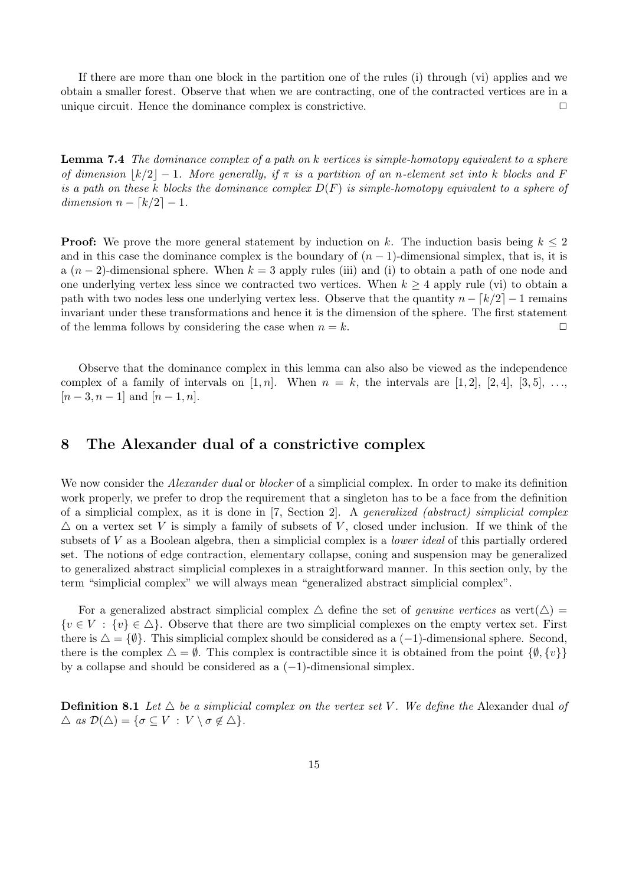If there are more than one block in the partition one of the rules (i) through (vi) applies and we obtain a smaller forest. Observe that when we are contracting, one of the contracted vertices are in a unique circuit. Hence the dominance complex is constrictive. $\Box$

**Lemma 7.4** *The dominance complex of a path on $k$ vertices is simple-homotopy equivalent to a sphere of dimension $\lfloor k/2 \rfloor - 1$. More generally, if $\pi$ is a partition of an $n$-element set into $k$ blocks and $F$ is a path on these $k$ blocks the dominance complex $D(F)$ is simple-homotopy equivalent to a sphere of dimension $n - \lceil k/2 \rceil - 1$.*

**Proof:** We prove the more general statement by induction on $k$. The induction basis being $k \leq 2$ and in this case the dominance complex is the boundary of $(n-1)$-dimensional simplex, that is, it is a $(n-2)$-dimensional sphere. When $k = 3$ apply rules (iii) and (i) to obtain a path of one node and one underlying vertex less since we contracted two vertices. When $k \geq 4$ apply rule (vi) to obtain a path with two nodes less one underlying vertex less. Observe that the quantity $n - \lceil k/2 \rceil - 1$ remains invariant under these transformations and hence it is the dimension of the sphere. The first statement of the lemma follows by considering the case when $n = k$. $\Box$

Observe that the dominance complex in this lemma can also also be viewed as the independence complex of a family of intervals on $[1, n]$. When $n = k$, the intervals are $[1, 2]$, $[2, 4]$, $[3, 5]$, $\ldots$, $[n-3, n-1]$ and $[n-1, n]$.

# 8 The Alexander dual of a constrictive complex

We now consider the *Alexander dual* or *blocker* of a simplicial complex. In order to make its definition work properly, we prefer to drop the requirement that a singleton has to be a face from the definition of a simplicial complex, as it is done in [7, Section 2]. A *generalized (abstract) simplicial complex* $\triangle$ on a vertex set $V$ is simply a family of subsets of $V$, closed under inclusion. If we think of the subsets of $V$ as a Boolean algebra, then a simplicial complex is a *lower ideal* of this partially ordered set. The notions of edge contraction, elementary collapse, coning and suspension may be generalized to generalized abstract simplicial complexes in a straightforward manner. In this section only, by the term "simplicial complex" we will always mean "generalized abstract simplicial complex".

For a generalized abstract simplicial complex $\triangle$ define the set of *genuine vertices* as $\text{vert}(\triangle) = \{v \in V : \{v\} \in \triangle\}$. Observe that there are two simplicial complexes on the empty vertex set. First there is $\triangle = \{\emptyset\}$. This simplicial complex should be considered as a $(-1)$-dimensional sphere. Second, there is the complex $\triangle = \emptyset$. This complex is contractible since it is obtained from the point $\{\emptyset, \{v\}\}$ by a collapse and should be considered as a $(-1)$-dimensional simplex.

**Definition 8.1** *Let $\triangle$ be a simplicial complex on the vertex set $V$. We define the* Alexander dual *of $\triangle$ as $\mathcal{D}(\triangle) = \{\sigma \subseteq V : V \setminus \sigma \notin \triangle\}$.*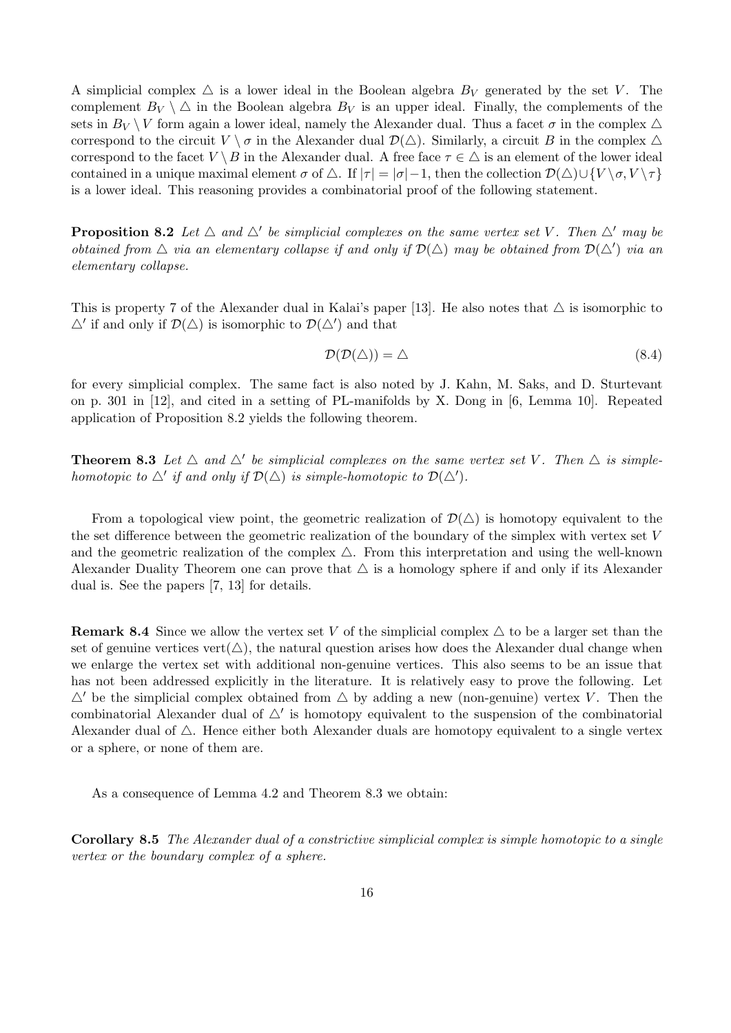A simplicial complex $\triangle$ is a lower ideal in the Boolean algebra $B_V$ generated by the set $V$. The complement $B_V \setminus \triangle$ in the Boolean algebra $B_V$ is an upper ideal. Finally, the complements of the sets in $B_V \setminus V$ form again a lower ideal, namely the Alexander dual. Thus a facet $\sigma$ in the complex $\triangle$ correspond to the circuit $V \setminus \sigma$ in the Alexander dual $\mathcal{D}(\triangle)$. Similarly, a circuit $B$ in the complex $\triangle$ correspond to the facet $V \setminus B$ in the Alexander dual. A free face $\tau \in \triangle$ is an element of the lower ideal contained in a unique maximal element $\sigma$ of $\triangle$. If $|\tau| = |\sigma| - 1$, then the collection $\mathcal{D}(\triangle) \cup \{V \setminus \sigma, V \setminus \tau\}$ is a lower ideal. This reasoning provides a combinatorial proof of the following statement.

**Proposition 8.2** *Let $\triangle$ and $\triangle'$ be simplicial complexes on the same vertex set $V$. Then $\triangle'$ may be obtained from $\triangle$ via an elementary collapse if and only if $\mathcal{D}(\triangle)$ may be obtained from $\mathcal{D}(\triangle')$ via an elementary collapse.*

This is property 7 of the Alexander dual in Kalai's paper [13]. He also notes that $\triangle$ is isomorphic to $\triangle'$ if and only if $\mathcal{D}(\triangle)$ is isomorphic to $\mathcal{D}(\triangle')$ and that

$$\mathcal{D}(\mathcal{D}(\triangle)) = \triangle \tag{8.4}$$

for every simplicial complex. The same fact is also noted by J. Kahn, M. Saks, and D. Sturtevant on p. 301 in [12], and cited in a setting of PL-manifolds by X. Dong in [6, Lemma 10]. Repeated application of Proposition 8.2 yields the following theorem.

**Theorem 8.3** *Let $\triangle$ and $\triangle'$ be simplicial complexes on the same vertex set $V$. Then $\triangle$ is simple-homotopic to $\triangle'$ if and only if $\mathcal{D}(\triangle)$ is simple-homotopic to $\mathcal{D}(\triangle')$.*

From a topological view point, the geometric realization of $\mathcal{D}(\triangle)$ is homotopy equivalent to the the set difference between the geometric realization of the boundary of the simplex with vertex set $V$ and the geometric realization of the complex $\triangle$. From this interpretation and using the well-known Alexander Duality Theorem one can prove that $\triangle$ is a homology sphere if and only if its Alexander dual is. See the papers [7, 13] for details.

**Remark 8.4** Since we allow the vertex set $V$ of the simplicial complex $\triangle$ to be a larger set than the set of genuine vertices $\text{vert}(\triangle)$, the natural question arises how does the Alexander dual change when we enlarge the vertex set with additional non-genuine vertices. This also seems to be an issue that has not been addressed explicitly in the literature. It is relatively easy to prove the following. Let $\triangle'$ be the simplicial complex obtained from $\triangle$ by adding a new (non-genuine) vertex $V$. Then the combinatorial Alexander dual of $\triangle'$ is homotopy equivalent to the suspension of the combinatorial Alexander dual of $\triangle$. Hence either both Alexander duals are homotopy equivalent to a single vertex or a sphere, or none of them are.

As a consequence of Lemma 4.2 and Theorem 8.3 we obtain:

**Corollary 8.5** *The Alexander dual of a constrictive simplicial complex is simple homotopic to a single vertex or the boundary complex of a sphere.*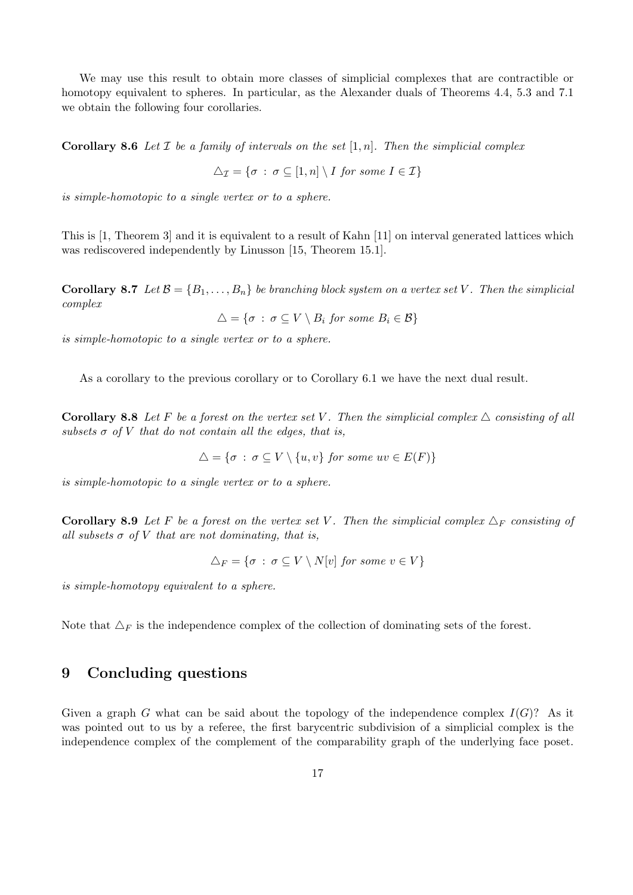We may use this result to obtain more classes of simplicial complexes that are contractible or homotopy equivalent to spheres. In particular, as the Alexander duals of Theorems 4.4, 5.3 and 7.1 we obtain the following four corollaries.

**Corollary 8.6** *Let $\mathcal{I}$ be a family of intervals on the set $[1,n]$. Then the simplicial complex*

$$\triangle_{\mathcal{I}} = \{\sigma \,:\, \sigma \subseteq [1,n] \setminus I \text{ for some } I \in \mathcal{I}\}$$

*is simple-homotopic to a single vertex or to a sphere.*

This is [1, Theorem 3] and it is equivalent to a result of Kahn [11] on interval generated lattices which was rediscovered independently by Linusson [15, Theorem 15.1].

**Corollary 8.7** *Let $\mathcal{B} = \{B_1, \ldots, B_n\}$ be branching block system on a vertex set $V$. Then the simplicial complex*

$$\triangle = \{\sigma \,:\, \sigma \subseteq V \setminus B_i \text{ for some } B_i \in \mathcal{B}\}$$

*is simple-homotopic to a single vertex or to a sphere.*

As a corollary to the previous corollary or to Corollary 6.1 we have the next dual result.

**Corollary 8.8** *Let $F$ be a forest on the vertex set $V$. Then the simplicial complex $\triangle$ consisting of all subsets $\sigma$ of $V$ that do not contain all the edges, that is,*

$$\triangle = \{\sigma \,:\, \sigma \subseteq V \setminus \{u,v\} \text{ for some } uv \in E(F)\}$$

*is simple-homotopic to a single vertex or to a sphere.*

**Corollary 8.9** *Let $F$ be a forest on the vertex set $V$. Then the simplicial complex $\triangle_F$ consisting of all subsets $\sigma$ of $V$ that are not dominating, that is,*

$$\triangle_F = \{\sigma \,:\, \sigma \subseteq V \setminus N[v] \text{ for some } v \in V\}$$

*is simple-homotopy equivalent to a sphere.*

Note that $\triangle_F$ is the independence complex of the collection of dominating sets of the forest.

## 9 Concluding questions

Given a graph $G$ what can be said about the topology of the independence complex $I(G)$? As it was pointed out to us by a referee, the first barycentric subdivision of a simplicial complex is the independence complex of the complement of the comparability graph of the underlying face poset.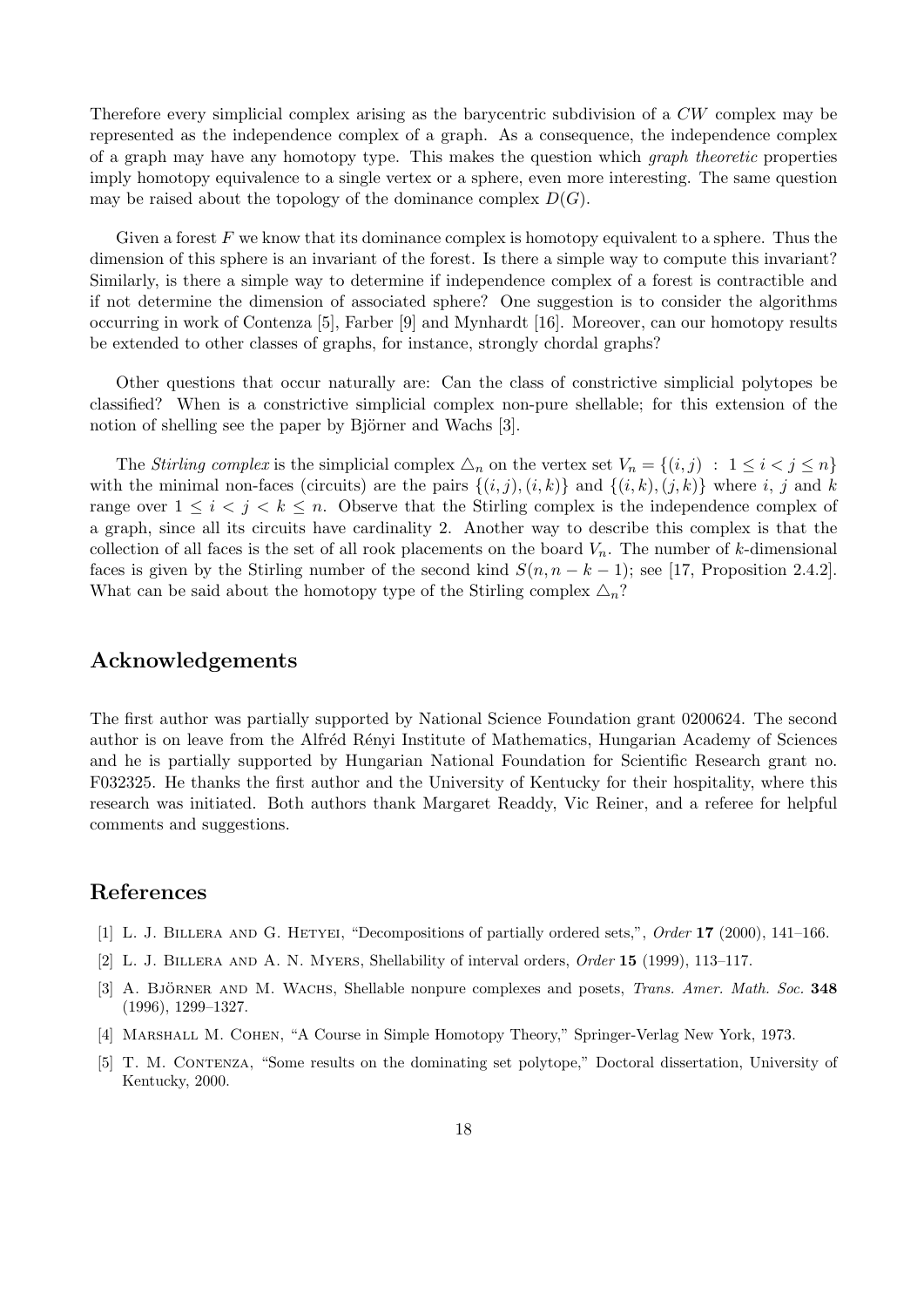Therefore every simplicial complex arising as the barycentric subdivision of a $CW$ complex may be represented as the independence complex of a graph. As a consequence, the independence complex of a graph may have any homotopy type. This makes the question which *graph theoretic* properties imply homotopy equivalence to a single vertex or a sphere, even more interesting. The same question may be raised about the topology of the dominance complex $D(G)$.

Given a forest $F$ we know that its dominance complex is homotopy equivalent to a sphere. Thus the dimension of this sphere is an invariant of the forest. Is there a simple way to compute this invariant? Similarly, is there a simple way to determine if independence complex of a forest is contractible and if not determine the dimension of associated sphere? One suggestion is to consider the algorithms occurring in work of Contenza [5], Farber [9] and Mynhardt [16]. Moreover, can our homotopy results be extended to other classes of graphs, for instance, strongly chordal graphs?

Other questions that occur naturally are: Can the class of constrictive simplicial polytopes be classified? When is a constrictive simplicial complex non-pure shellable; for this extension of the notion of shelling see the paper by Björner and Wachs [3].

The *Stirling complex* is the simplicial complex $\triangle_n$ on the vertex set $V_n = \{(i,j) \ : \ 1 \leq i < j \leq n\}$ with the minimal non-faces (circuits) are the pairs $\{(i,j),(i,k)\}$ and $\{(i,k),(j,k)\}$ where $i$, $j$ and $k$ range over $1 \leq i < j < k \leq n$. Observe that the Stirling complex is the independence complex of a graph, since all its circuits have cardinality 2. Another way to describe this complex is that the collection of all faces is the set of all rook placements on the board $V_n$. The number of $k$-dimensional faces is given by the Stirling number of the second kind $S(n, n-k-1)$; see [17, Proposition 2.4.2]. What can be said about the homotopy type of the Stirling complex $\triangle_n$?

## Acknowledgements

The first author was partially supported by National Science Foundation grant 0200624. The second author is on leave from the Alfréd Rényi Institute of Mathematics, Hungarian Academy of Sciences and he is partially supported by Hungarian National Foundation for Scientific Research grant no. F032325. He thanks the first author and the University of Kentucky for their hospitality, where this research was initiated. Both authors thank Margaret Readdy, Vic Reiner, and a referee for helpful comments and suggestions.

## References

[1] L. J. Billera and G. Hetyei, "Decompositions of partially ordered sets,", *Order* **17** (2000), 141–166.

[2] L. J. Billera and A. N. Myers, Shellability of interval orders, *Order* **15** (1999), 113–117.

[3] A. Björner and M. Wachs, Shellable nonpure complexes and posets, *Trans. Amer. Math. Soc.* **348** (1996), 1299–1327.

[4] Marshall M. Cohen, "A Course in Simple Homotopy Theory," Springer-Verlag New York, 1973.

[5] T. M. Contenza, "Some results on the dominating set polytope," Doctoral dissertation, University of Kentucky, 2000.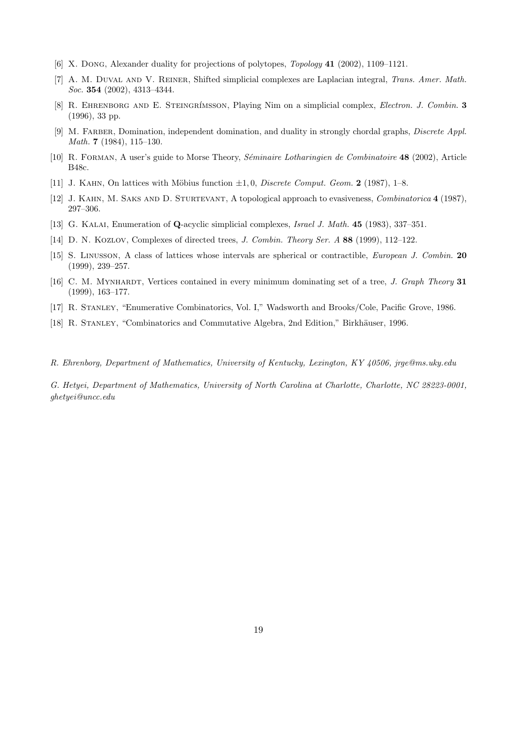[6] X. Dong, Alexander duality for projections of polytopes, *Topology* **41** (2002), 1109–1121.

[7] A. M. Duval and V. Reiner, Shifted simplicial complexes are Laplacian integral, *Trans. Amer. Math. Soc.* **354** (2002), 4313–4344.

[8] R. Ehrenborg and E. Steingrímsson, Playing Nim on a simplicial complex, *Electron. J. Combin.* **3** (1996), 33 pp.

[9] M. Farber, Domination, independent domination, and duality in strongly chordal graphs, *Discrete Appl. Math.* **7** (1984), 115–130.

[10] R. Forman, A user's guide to Morse Theory, *Séminaire Lotharingien de Combinatoire* **48** (2002), Article B48c.

[11] J. Kahn, On lattices with Möbius function $\pm 1, 0$, *Discrete Comput. Geom.* **2** (1987), 1–8.

[12] J. Kahn, M. Saks and D. Sturtevant, A topological approach to evasiveness, *Combinatorica* **4** (1987), 297–306.

[13] G. Kalai, Enumeration of **Q**-acyclic simplicial complexes, *Israel J. Math.* **45** (1983), 337–351.

[14] D. N. Kozlov, Complexes of directed trees, *J. Combin. Theory Ser. A* **88** (1999), 112–122.

[15] S. Linusson, A class of lattices whose intervals are spherical or contractible, *European J. Combin.* **20** (1999), 239–257.

[16] C. M. Mynhardt, Vertices contained in every minimum dominating set of a tree, *J. Graph Theory* **31** (1999), 163–177.

[17] R. Stanley, "Enumerative Combinatorics, Vol. I," Wadsworth and Brooks/Cole, Pacific Grove, 1986.

[18] R. Stanley, "Combinatorics and Commutative Algebra, 2nd Edition," Birkhäuser, 1996.

*R. Ehrenborg, Department of Mathematics, University of Kentucky, Lexington, KY 40506, jrge@ms.uky.edu*

*G. Hetyei, Department of Mathematics, University of North Carolina at Charlotte, Charlotte, NC 28223-0001, ghetyei@uncc.edu*